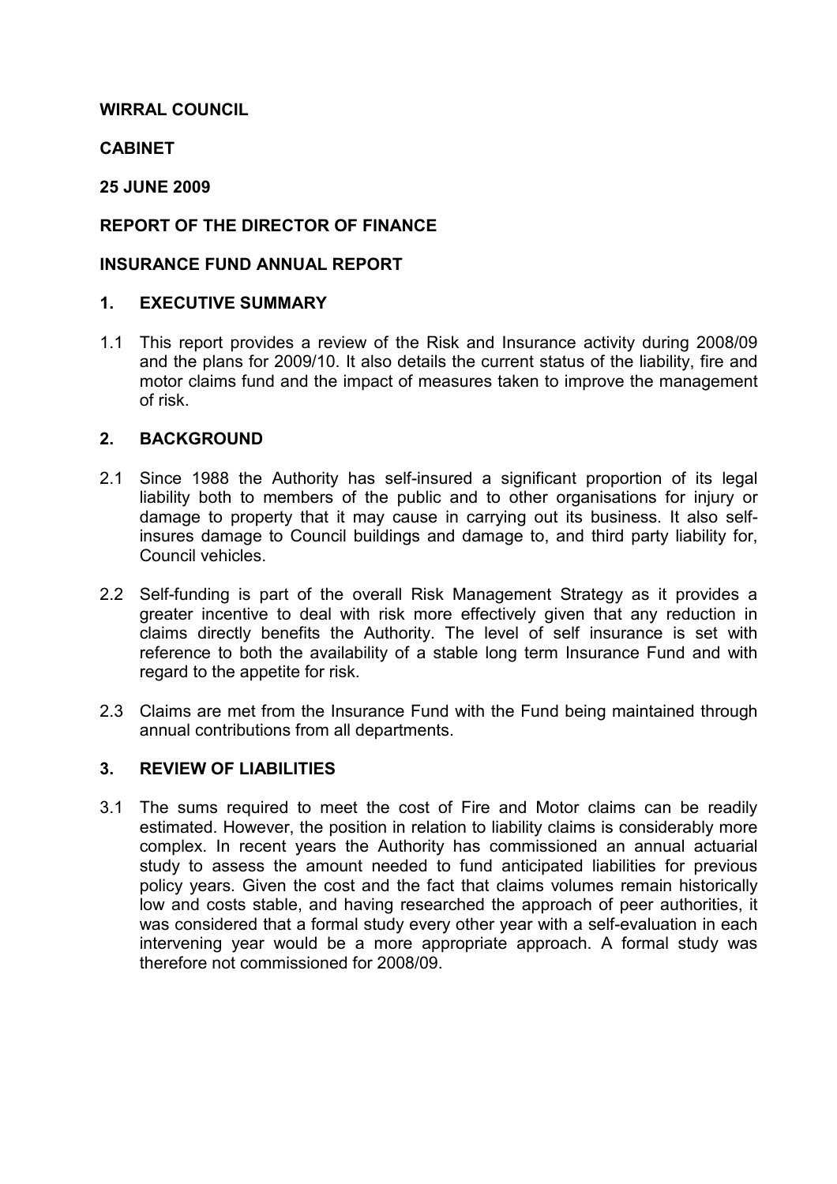**WIRRAL COUNCIL**

**CABINET**

**25 JUNE 2009**

**REPORT OF THE DIRECTOR OF FINANCE**

**INSURANCE FUND ANNUAL REPORT**

## 1. EXECUTIVE SUMMARY

1.1 This report provides a review of the Risk and Insurance activity during 2008/09 and the plans for 2009/10. It also details the current status of the liability, fire and motor claims fund and the impact of measures taken to improve the management of risk.

## 2. BACKGROUND

2.1 Since 1988 the Authority has self-insured a significant proportion of its legal liability both to members of the public and to other organisations for injury or damage to property that it may cause in carrying out its business. It also self-insures damage to Council buildings and damage to, and third party liability for, Council vehicles.

2.2 Self-funding is part of the overall Risk Management Strategy as it provides a greater incentive to deal with risk more effectively given that any reduction in claims directly benefits the Authority. The level of self insurance is set with reference to both the availability of a stable long term Insurance Fund and with regard to the appetite for risk.

2.3 Claims are met from the Insurance Fund with the Fund being maintained through annual contributions from all departments.

## 3. REVIEW OF LIABILITIES

3.1 The sums required to meet the cost of Fire and Motor claims can be readily estimated. However, the position in relation to liability claims is considerably more complex. In recent years the Authority has commissioned an annual actuarial study to assess the amount needed to fund anticipated liabilities for previous policy years. Given the cost and the fact that claims volumes remain historically low and costs stable, and having researched the approach of peer authorities, it was considered that a formal study every other year with a self-evaluation in each intervening year would be a more appropriate approach. A formal study was therefore not commissioned for 2008/09.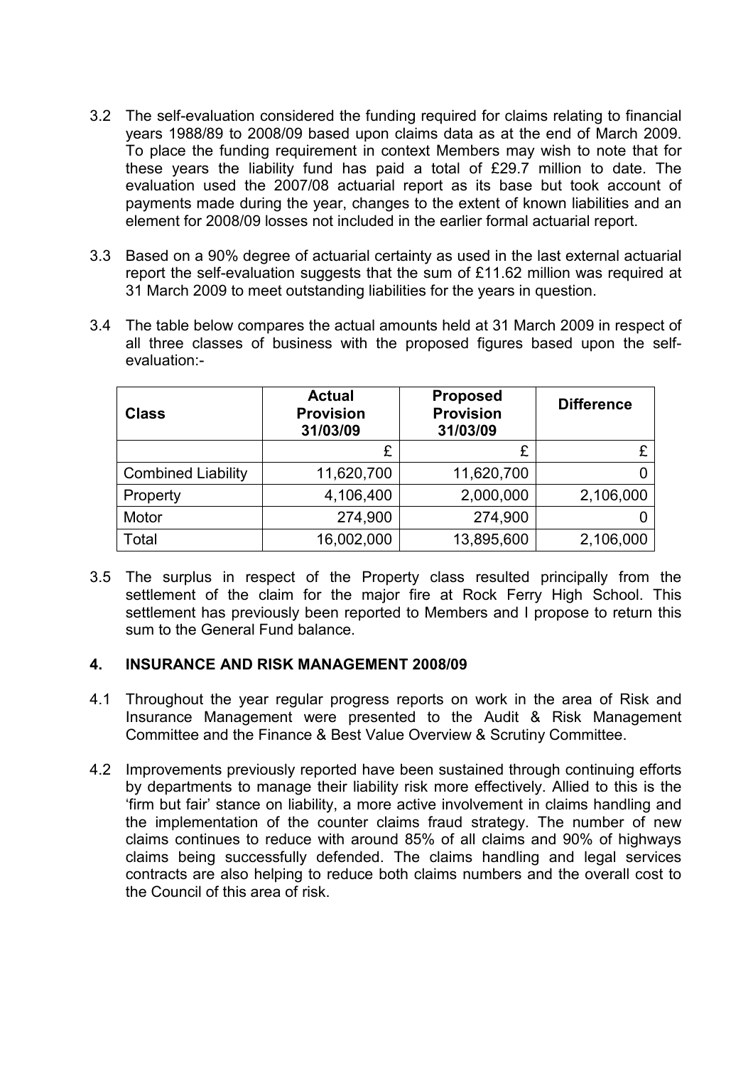3.2 The self-evaluation considered the funding required for claims relating to financial years 1988/89 to 2008/09 based upon claims data as at the end of March 2009. To place the funding requirement in context Members may wish to note that for these years the liability fund has paid a total of £29.7 million to date. The evaluation used the 2007/08 actuarial report as its base but took account of payments made during the year, changes to the extent of known liabilities and an element for 2008/09 losses not included in the earlier formal actuarial report.

3.3 Based on a 90% degree of actuarial certainty as used in the last external actuarial report the self-evaluation suggests that the sum of £11.62 million was required at 31 March 2009 to meet outstanding liabilities for the years in question.

3.4 The table below compares the actual amounts held at 31 March 2009 in respect of all three classes of business with the proposed figures based upon the self-evaluation:-

| Class | Actual Provision 31/03/09 | Proposed Provision 31/03/09 | Difference |
|---|---|---|---|
| | £ | £ | £ |
| Combined Liability | 11,620,700 | 11,620,700 | 0 |
| Property | 4,106,400 | 2,000,000 | 2,106,000 |
| Motor | 274,900 | 274,900 | 0 |
| Total | 16,002,000 | 13,895,600 | 2,106,000 |

3.5 The surplus in respect of the Property class resulted principally from the settlement of the claim for the major fire at Rock Ferry High School. This settlement has previously been reported to Members and I propose to return this sum to the General Fund balance.

## 4. INSURANCE AND RISK MANAGEMENT 2008/09

4.1 Throughout the year regular progress reports on work in the area of Risk and Insurance Management were presented to the Audit & Risk Management Committee and the Finance & Best Value Overview & Scrutiny Committee.

4.2 Improvements previously reported have been sustained through continuing efforts by departments to manage their liability risk more effectively. Allied to this is the 'firm but fair' stance on liability, a more active involvement in claims handling and the implementation of the counter claims fraud strategy. The number of new claims continues to reduce with around 85% of all claims and 90% of highways claims being successfully defended. The claims handling and legal services contracts are also helping to reduce both claims numbers and the overall cost to the Council of this area of risk.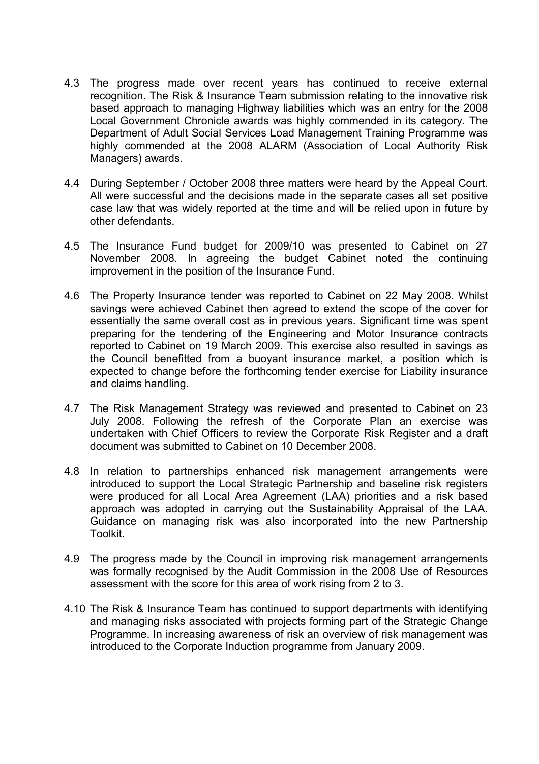4.3 The progress made over recent years has continued to receive external recognition. The Risk & Insurance Team submission relating to the innovative risk based approach to managing Highway liabilities which was an entry for the 2008 Local Government Chronicle awards was highly commended in its category. The Department of Adult Social Services Load Management Training Programme was highly commended at the 2008 ALARM (Association of Local Authority Risk Managers) awards.

4.4 During September / October 2008 three matters were heard by the Appeal Court. All were successful and the decisions made in the separate cases all set positive case law that was widely reported at the time and will be relied upon in future by other defendants.

4.5 The Insurance Fund budget for 2009/10 was presented to Cabinet on 27 November 2008. In agreeing the budget Cabinet noted the continuing improvement in the position of the Insurance Fund.

4.6 The Property Insurance tender was reported to Cabinet on 22 May 2008. Whilst savings were achieved Cabinet then agreed to extend the scope of the cover for essentially the same overall cost as in previous years. Significant time was spent preparing for the tendering of the Engineering and Motor Insurance contracts reported to Cabinet on 19 March 2009. This exercise also resulted in savings as the Council benefitted from a buoyant insurance market, a position which is expected to change before the forthcoming tender exercise for Liability insurance and claims handling.

4.7 The Risk Management Strategy was reviewed and presented to Cabinet on 23 July 2008. Following the refresh of the Corporate Plan an exercise was undertaken with Chief Officers to review the Corporate Risk Register and a draft document was submitted to Cabinet on 10 December 2008.

4.8 In relation to partnerships enhanced risk management arrangements were introduced to support the Local Strategic Partnership and baseline risk registers were produced for all Local Area Agreement (LAA) priorities and a risk based approach was adopted in carrying out the Sustainability Appraisal of the LAA. Guidance on managing risk was also incorporated into the new Partnership Toolkit.

4.9 The progress made by the Council in improving risk management arrangements was formally recognised by the Audit Commission in the 2008 Use of Resources assessment with the score for this area of work rising from 2 to 3.

4.10 The Risk & Insurance Team has continued to support departments with identifying and managing risks associated with projects forming part of the Strategic Change Programme. In increasing awareness of risk an overview of risk management was introduced to the Corporate Induction programme from January 2009.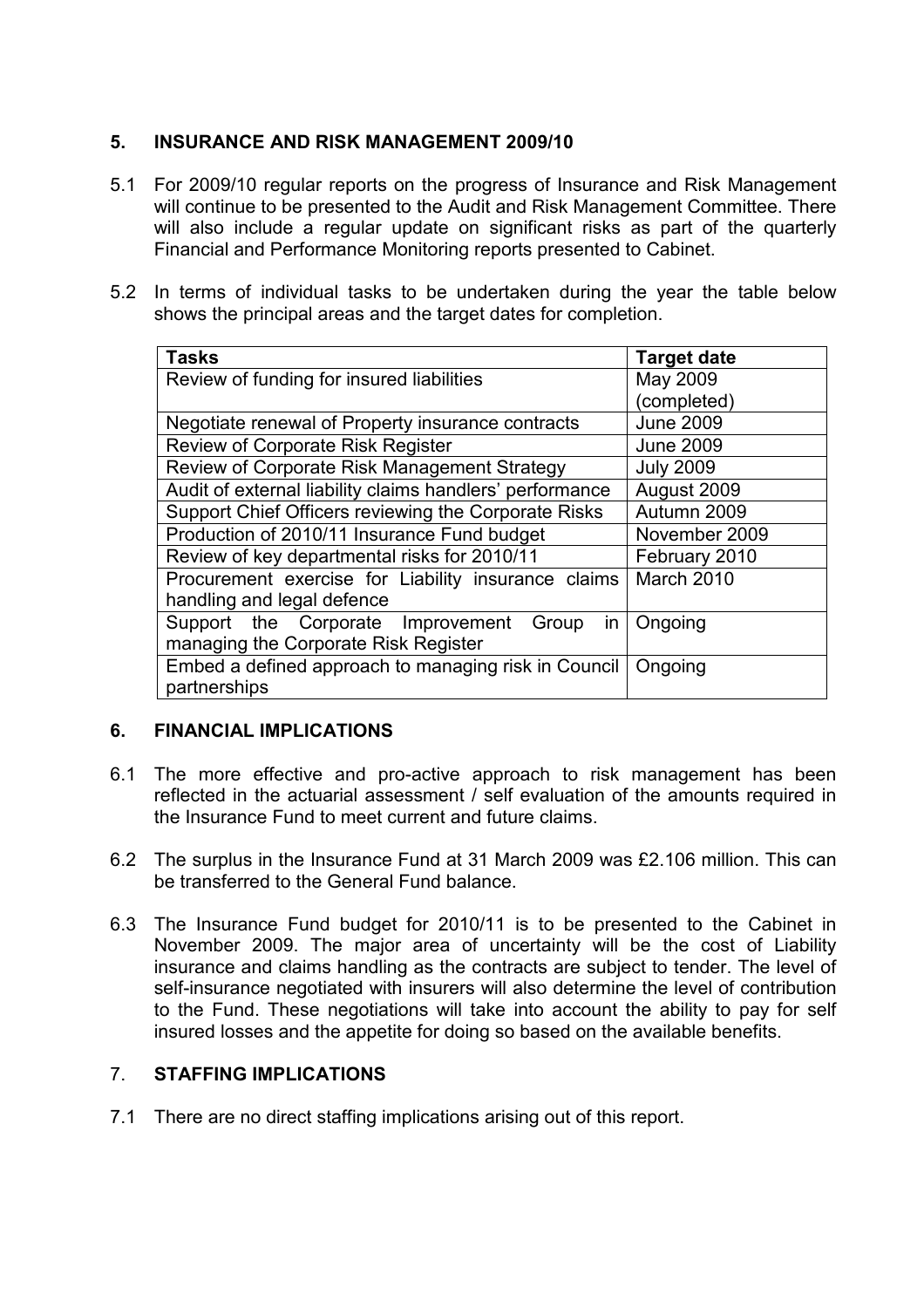## 5. INSURANCE AND RISK MANAGEMENT 2009/10

5.1 For 2009/10 regular reports on the progress of Insurance and Risk Management will continue to be presented to the Audit and Risk Management Committee. There will also include a regular update on significant risks as part of the quarterly Financial and Performance Monitoring reports presented to Cabinet.

5.2 In terms of individual tasks to be undertaken during the year the table below shows the principal areas and the target dates for completion.

| Tasks | Target date |
|---|---|
| Review of funding for insured liabilities | May 2009 (completed) |
| Negotiate renewal of Property insurance contracts | June 2009 |
| Review of Corporate Risk Register | June 2009 |
| Review of Corporate Risk Management Strategy | July 2009 |
| Audit of external liability claims handlers' performance | August 2009 |
| Support Chief Officers reviewing the Corporate Risks | Autumn 2009 |
| Production of 2010/11 Insurance Fund budget | November 2009 |
| Review of key departmental risks for 2010/11 | February 2010 |
| Procurement exercise for Liability insurance claims handling and legal defence | March 2010 |
| Support the Corporate Improvement Group in managing the Corporate Risk Register | Ongoing |
| Embed a defined approach to managing risk in Council partnerships | Ongoing |

## 6. FINANCIAL IMPLICATIONS

6.1 The more effective and pro-active approach to risk management has been reflected in the actuarial assessment / self evaluation of the amounts required in the Insurance Fund to meet current and future claims.

6.2 The surplus in the Insurance Fund at 31 March 2009 was £2.106 million. This can be transferred to the General Fund balance.

6.3 The Insurance Fund budget for 2010/11 is to be presented to the Cabinet in November 2009. The major area of uncertainty will be the cost of Liability insurance and claims handling as the contracts are subject to tender. The level of self-insurance negotiated with insurers will also determine the level of contribution to the Fund. These negotiations will take into account the ability to pay for self insured losses and the appetite for doing so based on the available benefits.

## 7. STAFFING IMPLICATIONS

7.1 There are no direct staffing implications arising out of this report.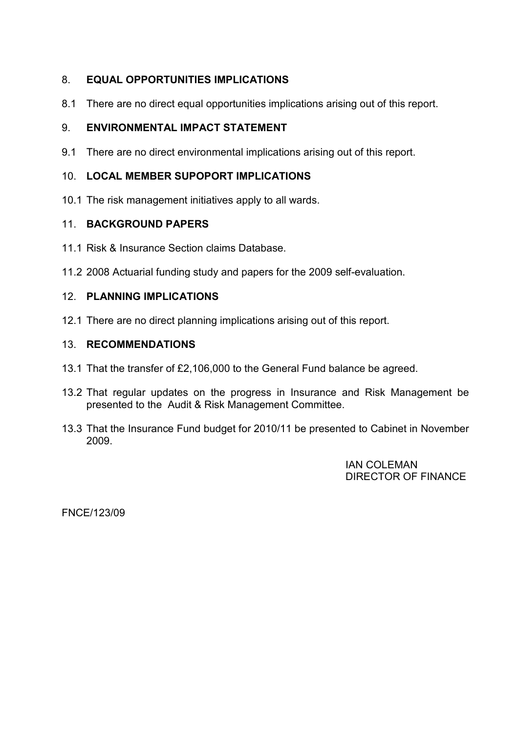## 8. EQUAL OPPORTUNITIES IMPLICATIONS

8.1 There are no direct equal opportunities implications arising out of this report.

## 9. ENVIRONMENTAL IMPACT STATEMENT

9.1 There are no direct environmental implications arising out of this report.

## 10. LOCAL MEMBER SUPOPORT IMPLICATIONS

10.1 The risk management initiatives apply to all wards.

## 11. BACKGROUND PAPERS

11.1 Risk & Insurance Section claims Database.

11.2 2008 Actuarial funding study and papers for the 2009 self-evaluation.

## 12. PLANNING IMPLICATIONS

12.1 There are no direct planning implications arising out of this report.

## 13. RECOMMENDATIONS

13.1 That the transfer of £2,106,000 to the General Fund balance be agreed.

13.2 That regular updates on the progress in Insurance and Risk Management be presented to the Audit & Risk Management Committee.

13.3 That the Insurance Fund budget for 2010/11 be presented to Cabinet in November 2009.

IAN COLEMAN
DIRECTOR OF FINANCE

FNCE/123/09